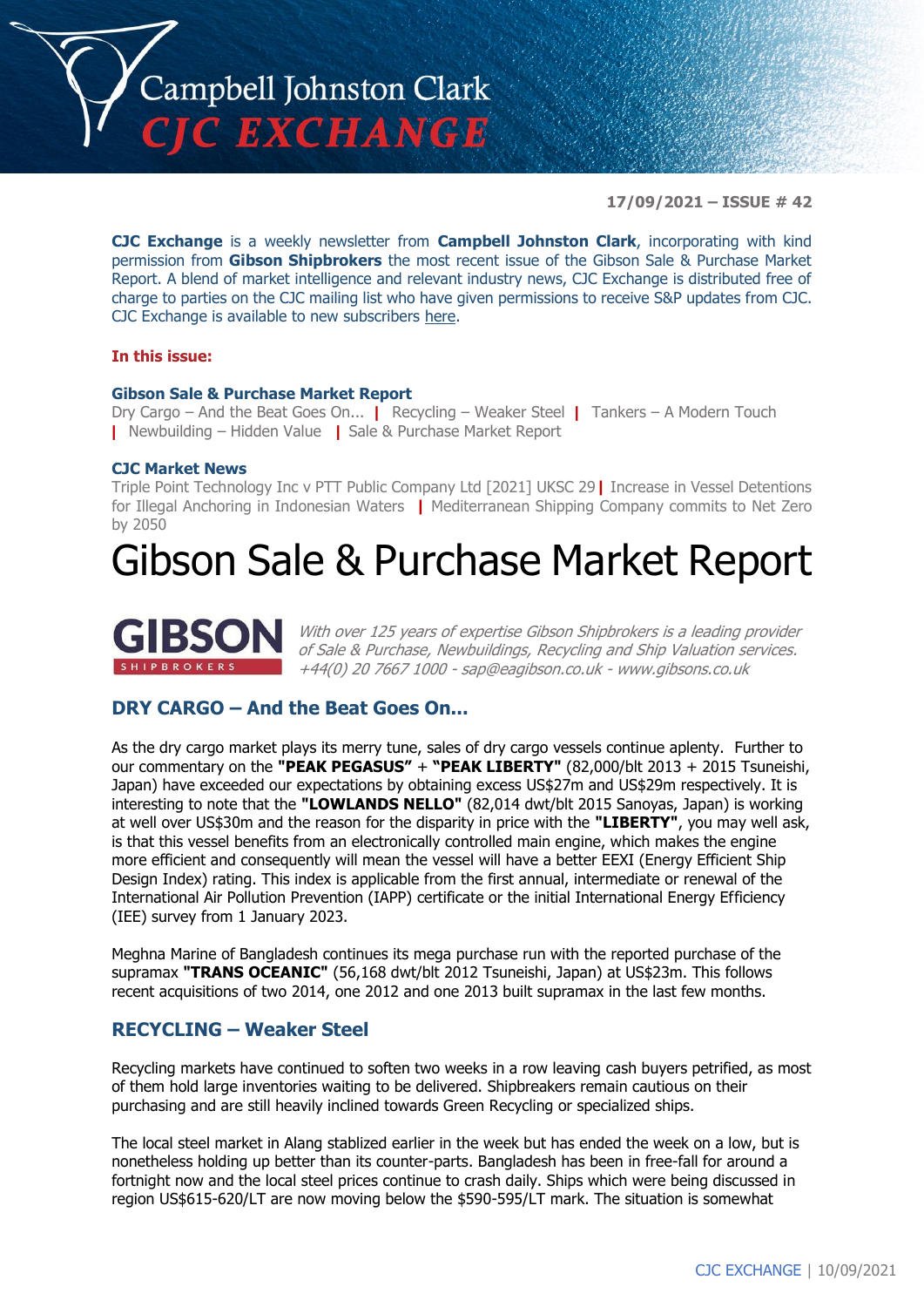# Campbell Johnston Clark CJC EXCHANGE

**17/09/2021 – ISSUE # 42**

**CJC Exchange** is a weekly newsletter from **Campbell Johnston Clark**, incorporating with kind permission from **Gibson Shipbrokers** the most recent issue of the Gibson Sale & Purchase Market Report. A blend of market intelligence and relevant industry news, CJC Exchange is distributed free of charge to parties on the CJC mailing list who have given permissions to receive S&P updates from CJC. CJC Exchange is available to new subscribers here.

**In this issue:**

**Gibson Sale & Purchase Market Report**
Dry Cargo – And the Beat Goes On... | Recycling – Weaker Steel | Tankers – A Modern Touch | Newbuilding – Hidden Value | Sale & Purchase Market Report

**CJC Market News**
Triple Point Technology Inc v PTT Public Company Ltd [2021] UKSC 29 | Increase in Vessel Detentions for Illegal Anchoring in Indonesian Waters | Mediterranean Shipping Company commits to Net Zero by 2050

# Gibson Sale & Purchase Market Report

**GIBSON** SHIPBROKERS

*With over 125 years of expertise Gibson Shipbrokers is a leading provider of Sale & Purchase, Newbuildings, Recycling and Ship Valuation services. +44(0) 20 7667 1000 - sap@eagibson.co.uk - www.gibsons.co.uk*

## DRY CARGO – And the Beat Goes On...

As the dry cargo market plays its merry tune, sales of dry cargo vessels continue aplenty. Further to our commentary on the **"PEAK PEGASUS"** + **"PEAK LIBERTY"** (82,000/blt 2013 + 2015 Tsuneishi, Japan) have exceeded our expectations by obtaining excess US$27m and US$29m respectively. It is interesting to note that the **"LOWLANDS NELLO"** (82,014 dwt/blt 2015 Sanoyas, Japan) is working at well over US$30m and the reason for the disparity in price with the **"LIBERTY"**, you may well ask, is that this vessel benefits from an electronically controlled main engine, which makes the engine more efficient and consequently will mean the vessel will have a better EEXI (Energy Efficient Ship Design Index) rating. This index is applicable from the first annual, intermediate or renewal of the International Air Pollution Prevention (IAPP) certificate or the initial International Energy Efficiency (IEE) survey from 1 January 2023.

Meghna Marine of Bangladesh continues its mega purchase run with the reported purchase of the supramax **"TRANS OCEANIC"** (56,168 dwt/blt 2012 Tsuneishi, Japan) at US$23m. This follows recent acquisitions of two 2014, one 2012 and one 2013 built supramax in the last few months.

## RECYCLING – Weaker Steel

Recycling markets have continued to soften two weeks in a row leaving cash buyers petrified, as most of them hold large inventories waiting to be delivered. Shipbreakers remain cautious on their purchasing and are still heavily inclined towards Green Recycling or specialized ships.

The local steel market in Alang stablized earlier in the week but has ended the week on a low, but is nonetheless holding up better than its counter-parts. Bangladesh has been in free-fall for around a fortnight now and the local steel prices continue to crash daily. Ships which were being discussed in region US$615-620/LT are now moving below the $590-595/LT mark. The situation is somewhat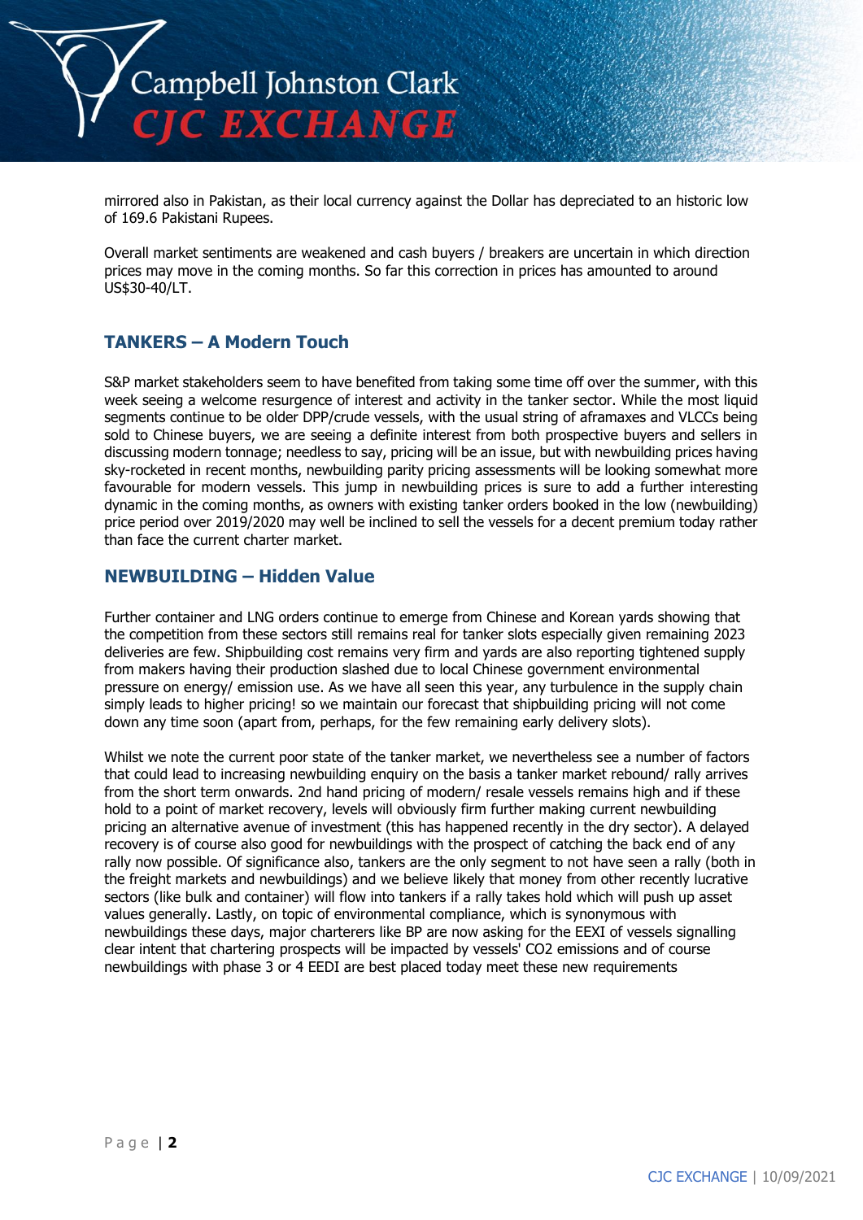mirrored also in Pakistan, as their local currency against the Dollar has depreciated to an historic low of 169.6 Pakistani Rupees.

Overall market sentiments are weakened and cash buyers / breakers are uncertain in which direction prices may move in the coming months. So far this correction in prices has amounted to around US$30-40/LT.

## TANKERS – A Modern Touch

S&P market stakeholders seem to have benefited from taking some time off over the summer, with this week seeing a welcome resurgence of interest and activity in the tanker sector. While the most liquid segments continue to be older DPP/crude vessels, with the usual string of aframaxes and VLCCs being sold to Chinese buyers, we are seeing a definite interest from both prospective buyers and sellers in discussing modern tonnage; needless to say, pricing will be an issue, but with newbuilding prices having sky-rocketed in recent months, newbuilding parity pricing assessments will be looking somewhat more favourable for modern vessels. This jump in newbuilding prices is sure to add a further interesting dynamic in the coming months, as owners with existing tanker orders booked in the low (newbuilding) price period over 2019/2020 may well be inclined to sell the vessels for a decent premium today rather than face the current charter market.

## NEWBUILDING – Hidden Value

Further container and LNG orders continue to emerge from Chinese and Korean yards showing that the competition from these sectors still remains real for tanker slots especially given remaining 2023 deliveries are few. Shipbuilding cost remains very firm and yards are also reporting tightened supply from makers having their production slashed due to local Chinese government environmental pressure on energy/ emission use. As we have all seen this year, any turbulence in the supply chain simply leads to higher pricing! so we maintain our forecast that shipbuilding pricing will not come down any time soon (apart from, perhaps, for the few remaining early delivery slots).

Whilst we note the current poor state of the tanker market, we nevertheless see a number of factors that could lead to increasing newbuilding enquiry on the basis a tanker market rebound/ rally arrives from the short term onwards. 2nd hand pricing of modern/ resale vessels remains high and if these hold to a point of market recovery, levels will obviously firm further making current newbuilding pricing an alternative avenue of investment (this has happened recently in the dry sector). A delayed recovery is of course also good for newbuildings with the prospect of catching the back end of any rally now possible. Of significance also, tankers are the only segment to not have seen a rally (both in the freight markets and newbuildings) and we believe likely that money from other recently lucrative sectors (like bulk and container) will flow into tankers if a rally takes hold which will push up asset values generally. Lastly, on topic of environmental compliance, which is synonymous with newbuildings these days, major charterers like BP are now asking for the EEXI of vessels signalling clear intent that chartering prospects will be impacted by vessels' $CO_2$ emissions and of course newbuildings with phase 3 or 4 EEDI are best placed today meet these new requirements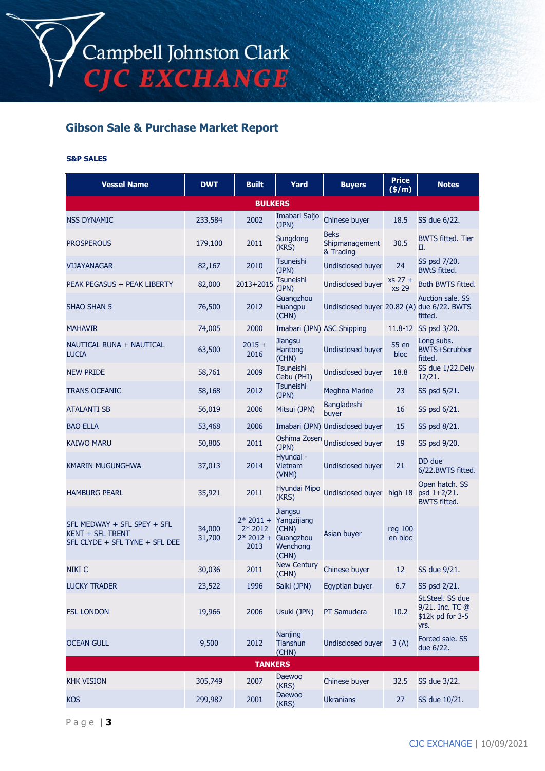## Gibson Sale & Purchase Market Report

**S&P SALES**

| Vessel Name | DWT | Built | Yard | Buyers | Price ($/m) | Notes |
|---|---|---|---|---|---|---|
| **BULKERS** | | | | | | |
| NSS DYNAMIC | 233,584 | 2002 | Imabari Saijo (JPN) | Chinese buyer | 18.5 | SS due 6/22. |
| PROSPEROUS | 179,100 | 2011 | Sungdong (KRS) | Beks Shipmanagement & Trading | 30.5 | BWTS fitted. Tier II. |
| VIJAYANAGAR | 82,167 | 2010 | Tsuneishi (JPN) | Undisclosed buyer | 24 | SS psd 7/20. BWtS fitted. |
| PEAK PEGASUS + PEAK LIBERTY | 82,000 | 2013+2015 | Tsuneishi (JPN) | Undisclosed buyer | xs 27 + xs 29 | Both BWTS fitted. |
| SHAO SHAN 5 | 76,500 | 2012 | Guangzhou Huangpu (CHN) | Undisclosed buyer | 20.82 (A) | Auction sale. SS due 6/22. BWTS fitted. |
| MAHAVIR | 74,005 | 2000 | Imabari (JPN) | ASC Shipping | 11.8-12 | SS psd 3/20. |
| NAUTICAL RUNA + NAUTICAL LUCIA | 63,500 | 2015 + 2016 | Jiangsu Hantong (CHN) | Undisclosed buyer | 55 en bloc | Long subs. BWTS+Scrubber fitted. |
| NEW PRIDE | 58,761 | 2009 | Tsuneishi Cebu (PHI) | Undisclosed buyer | 18.8 | SS due 1/22.Dely 12/21. |
| TRANS OCEANIC | 58,168 | 2012 | Tsuneishi (JPN) | Meghna Marine | 23 | SS psd 5/21. |
| ATALANTI SB | 56,019 | 2006 | Mitsui (JPN) | Bangladeshi buyer | 16 | SS psd 6/21. |
| BAO ELLA | 53,468 | 2006 | Imabari (JPN) | Undisclosed buyer | 15 | SS psd 8/21. |
| KAIWO MARU | 50,806 | 2011 | Oshima Zosen (JPN) | Undisclosed buyer | 19 | SS psd 9/20. |
| KMARIN MUGUNGHWA | 37,013 | 2014 | Hyundai - Vietnam (VNM) | Undisclosed buyer | 21 | DD due 6/22.BWTS fitted. |
| HAMBURG PEARL | 35,921 | 2011 | Hyundai Mipo (KRS) | Undisclosed buyer | high 18 | Open hatch. SS psd 1+2/21. BWTS fitted. |
| SFL MEDWAY + SFL SPEY + SFL KENT + SFL TRENT SFL CLYDE + SFL TYNE + SFL DEE | 34,000 31,700 | 2* 2011 + 2* 2012 2* 2012 + 2013 | Jiangsu Yangzijiang (CHN) Guangzhou Wenchong (CHN) | Asian buyer | reg 100 en bloc | |
| NIKI C | 30,036 | 2011 | New Century (CHN) | Chinese buyer | 12 | SS due 9/21. |
| LUCKY TRADER | 23,522 | 1996 | Saiki (JPN) | Egyptian buyer | 6.7 | SS psd 2/21. |
| FSL LONDON | 19,966 | 2006 | Usuki (JPN) | PT Samudera | 10.2 | St.Steel. SS due 9/21. Inc. TC @ $12k pd for 3-5 yrs. |
| OCEAN GULL | 9,500 | 2012 | Nanjing Tianshun (CHN) | Undisclosed buyer | 3 (A) | Forced sale. SS due 6/22. |
| **TANKERS** | | | | | | |
| KHK VISION | 305,749 | 2007 | Daewoo (KRS) | Chinese buyer | 32.5 | SS due 3/22. |
| KOS | 299,987 | 2001 | Daewoo (KRS) | Ukranians | 27 | SS due 10/21. |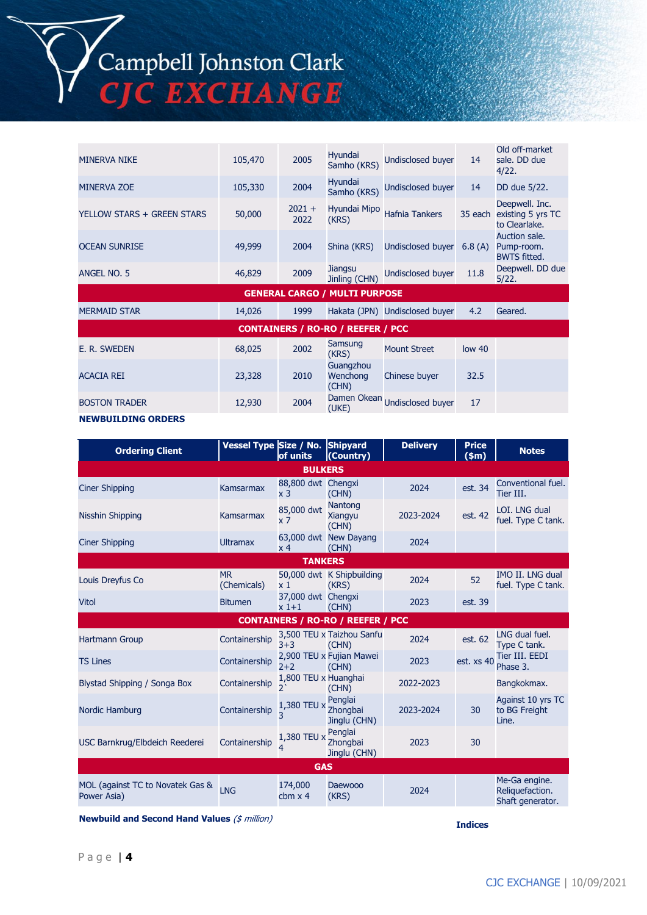| | | | | | | |
|---|---|---|---|---|---|---|
| MINERVA NIKE | 105,470 | 2005 | Hyundai Samho (KRS) | Undisclosed buyer | 14 | Old off-market sale. DD due 4/22. |
| MINERVA ZOE | 105,330 | 2004 | Hyundai Samho (KRS) | Undisclosed buyer | 14 | DD due 5/22. |
| YELLOW STARS + GREEN STARS | 50,000 | 2021 + 2022 | Hyundai Mipo (KRS) | Hafnia Tankers | 35 each | Deepwell. Inc. existing 5 yrs TC to Clearlake. |
| OCEAN SUNRISE | 49,999 | 2004 | Shina (KRS) | Undisclosed buyer | 6.8 (A) | Auction sale. Pump-room. BWTS fitted. |
| ANGEL NO. 5 | 46,829 | 2009 | Jiangsu Jinling (CHN) | Undisclosed buyer | 11.8 | Deepwell. DD due 5/22. |
| **GENERAL CARGO / MULTI PURPOSE** | | | | | | |
| MERMAID STAR | 14,026 | 1999 | Hakata (JPN) | Undisclosed buyer | 4.2 | Geared. |
| **CONTAINERS / RO-RO / REEFER / PCC** | | | | | | |
| E. R. SWEDEN | 68,025 | 2002 | Samsung (KRS) | Mount Street | low 40 | |
| ACACIA REI | 23,328 | 2010 | Guangzhou Wenchong (CHN) | Chinese buyer | 32.5 | |
| BOSTON TRADER | 12,930 | 2004 | Damen Okean (UKE) | Undisclosed buyer | 17 | |

**NEWBUILDING ORDERS**

| Ordering Client | Vessel Type | Size / No. of units | Shipyard (Country) | Delivery | Price ($m) | Notes |
|---|---|---|---|---|---|---|
| **BULKERS** | | | | | | |
| Ciner Shipping | Kamsarmax | 88,800 dwt x 3 | Chengxi (CHN) | 2024 | est. 34 | Conventional fuel. Tier III. |
| Nisshin Shipping | Kamsarmax | 85,000 dwt x 7 | Nantong Xiangyu (CHN) | 2023-2024 | est. 42 | LOI. LNG dual fuel. Type C tank. |
| Ciner Shipping | Ultramax | 63,000 dwt x 4 | New Dayang (CHN) | 2024 | | |
| **TANKERS** | | | | | | |
| Louis Dreyfus Co | MR (Chemicals) | 50,000 dwt x 1 | K Shipbuilding (KRS) | 2024 | 52 | IMO II. LNG dual fuel. Type C tank. |
| Vitol | Bitumen | 37,000 dwt x 1+1 | Chengxi (CHN) | 2023 | est. 39 | |
| **CONTAINERS / RO-RO / REEFER / PCC** | | | | | | |
| Hartmann Group | Containership | 3,500 TEU x 3+3 | Taizhou Sanfu (CHN) | 2024 | est. 62 | LNG dual fuel. Type C tank. |
| TS Lines | Containership | 2,900 TEU x 2+2 | Fujian Mawei (CHN) | 2023 | est. xs 40 | Tier III. EEDI Phase 3. |
| Blystad Shipping / Songa Box | Containership | 1,800 TEU x 2` | Huanghai (CHN) | 2022-2023 | | Bangkokmax. |
| Nordic Hamburg | Containership | 1,380 TEU x 3 | Penglai Zhongbai Jinglu (CHN) | 2023-2024 | 30 | Against 10 yrs TC to BG Freight Line. |
| USC Barnkrug/Elbdeich Reederei | Containership | 1,380 TEU x 4 | Penglai Zhongbai Jinglu (CHN) | 2023 | 30 | |
| **GAS** | | | | | | |
| MOL (against TC to Novatek Gas & Power Asia) | LNG | 174,000 cbm x 4 | Daewooo (KRS) | 2024 | | Me-Ga engine. Reliquefaction. Shaft generator. |

**Newbuild and Second Hand Values** *($ million)*

**Indices**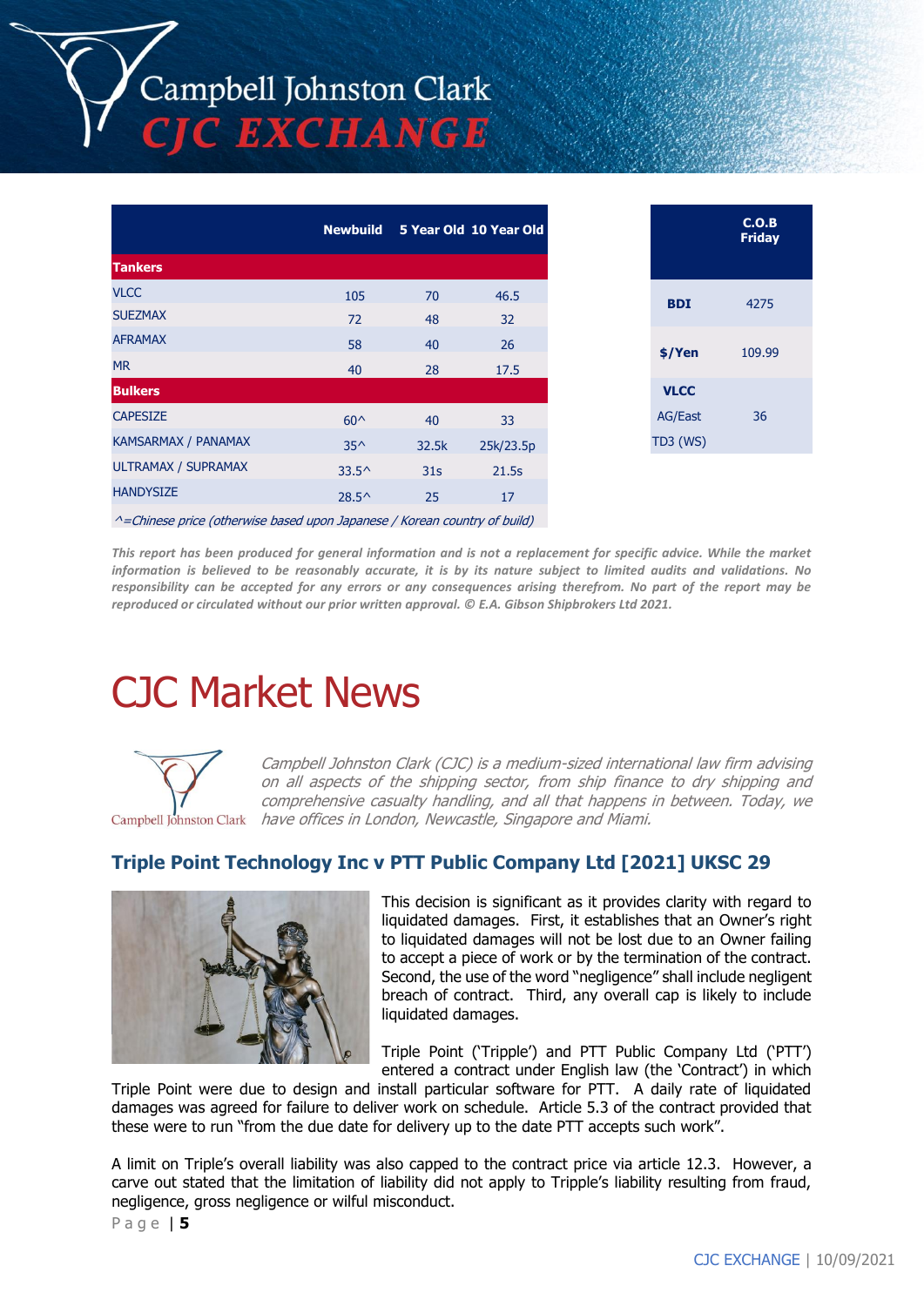|  | Newbuild | 5 Year Old | 10 Year Old |
|---|---|---|---|
| **Tankers** |  |  |  |
| VLCC | 105 | 70 | 46.5 |
| SUEZMAX | 72 | 48 | 32 |
| AFRAMAX | 58 | 40 | 26 |
| MR | 40 | 28 | 17.5 |
| **Bulkers** |  |  |  |
| CAPESIZE | 60^ | 40 | 33 |
| KAMSARMAX / PANAMAX | 35^ | 32.5k | 25k/23.5p |
| ULTRAMAX / SUPRAMAX | 33.5^ | 31s | 21.5s |
| HANDYSIZE | 28.5^ | 25 | 17 |

*^=Chinese price (otherwise based upon Japanese / Korean country of build)*

|  | C.O.B Friday |
|---|---|
| **BDI** | 4275 |
| **$/Yen** | 109.99 |
| **VLCC** AG/East TD3 (WS) | 36 |

***This report has been produced for general information and is not a replacement for specific advice. While the market information is believed to be reasonably accurate, it is by its nature subject to limited audits and validations. No responsibility can be accepted for any errors or any consequences arising therefrom. No part of the report may be reproduced or circulated without our prior written approval. © E.A. Gibson Shipbrokers Ltd 2021.***

# CJC Market News

*Campbell Johnston Clark (CJC) is a medium-sized international law firm advising on all aspects of the shipping sector, from ship finance to dry shipping and comprehensive casualty handling, and all that happens in between. Today, we have offices in London, Newcastle, Singapore and Miami.*

## Triple Point Technology Inc v PTT Public Company Ltd [2021] UKSC 29

This decision is significant as it provides clarity with regard to liquidated damages. First, it establishes that an Owner's right to liquidated damages will not be lost due to an Owner failing to accept a piece of work or by the termination of the contract. Second, the use of the word "negligence" shall include negligent breach of contract. Third, any overall cap is likely to include liquidated damages.

Triple Point ('Tripple') and PTT Public Company Ltd ('PTT') entered a contract under English law (the 'Contract') in which Triple Point were due to design and install particular software for PTT. A daily rate of liquidated damages was agreed for failure to deliver work on schedule. Article 5.3 of the contract provided that these were to run "from the due date for delivery up to the date PTT accepts such work".

A limit on Triple's overall liability was also capped to the contract price via article 12.3. However, a carve out stated that the limitation of liability did not apply to Tripple's liability resulting from fraud, negligence, gross negligence or wilful misconduct.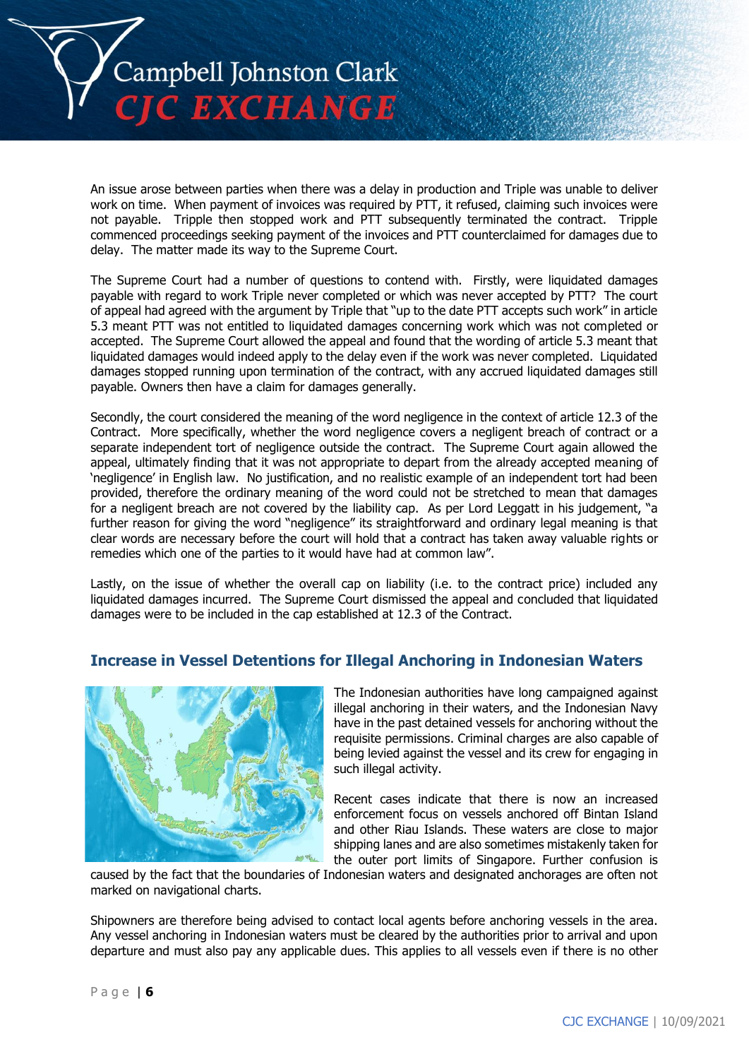An issue arose between parties when there was a delay in production and Triple was unable to deliver work on time. When payment of invoices was required by PTT, it refused, claiming such invoices were not payable. Tripple then stopped work and PTT subsequently terminated the contract. Tripple commenced proceedings seeking payment of the invoices and PTT counterclaimed for damages due to delay. The matter made its way to the Supreme Court.

The Supreme Court had a number of questions to contend with. Firstly, were liquidated damages payable with regard to work Triple never completed or which was never accepted by PTT? The court of appeal had agreed with the argument by Triple that "up to the date PTT accepts such work" in article 5.3 meant PTT was not entitled to liquidated damages concerning work which was not completed or accepted. The Supreme Court allowed the appeal and found that the wording of article 5.3 meant that liquidated damages would indeed apply to the delay even if the work was never completed. Liquidated damages stopped running upon termination of the contract, with any accrued liquidated damages still payable. Owners then have a claim for damages generally.

Secondly, the court considered the meaning of the word negligence in the context of article 12.3 of the Contract. More specifically, whether the word negligence covers a negligent breach of contract or a separate independent tort of negligence outside the contract. The Supreme Court again allowed the appeal, ultimately finding that it was not appropriate to depart from the already accepted meaning of 'negligence' in English law. No justification, and no realistic example of an independent tort had been provided, therefore the ordinary meaning of the word could not be stretched to mean that damages for a negligent breach are not covered by the liability cap. As per Lord Leggatt in his judgement, "a further reason for giving the word "negligence" its straightforward and ordinary legal meaning is that clear words are necessary before the court will hold that a contract has taken away valuable rights or remedies which one of the parties to it would have had at common law".

Lastly, on the issue of whether the overall cap on liability (i.e. to the contract price) included any liquidated damages incurred. The Supreme Court dismissed the appeal and concluded that liquidated damages were to be included in the cap established at 12.3 of the Contract.

## Increase in Vessel Detentions for Illegal Anchoring in Indonesian Waters

The Indonesian authorities have long campaigned against illegal anchoring in their waters, and the Indonesian Navy have in the past detained vessels for anchoring without the requisite permissions. Criminal charges are also capable of being levied against the vessel and its crew for engaging in such illegal activity.

Recent cases indicate that there is now an increased enforcement focus on vessels anchored off Bintan Island and other Riau Islands. These waters are close to major shipping lanes and are also sometimes mistakenly taken for the outer port limits of Singapore. Further confusion is caused by the fact that the boundaries of Indonesian waters and designated anchorages are often not marked on navigational charts.

Shipowners are therefore being advised to contact local agents before anchoring vessels in the area. Any vessel anchoring in Indonesian waters must be cleared by the authorities prior to arrival and upon departure and must also pay any applicable dues. This applies to all vessels even if there is no other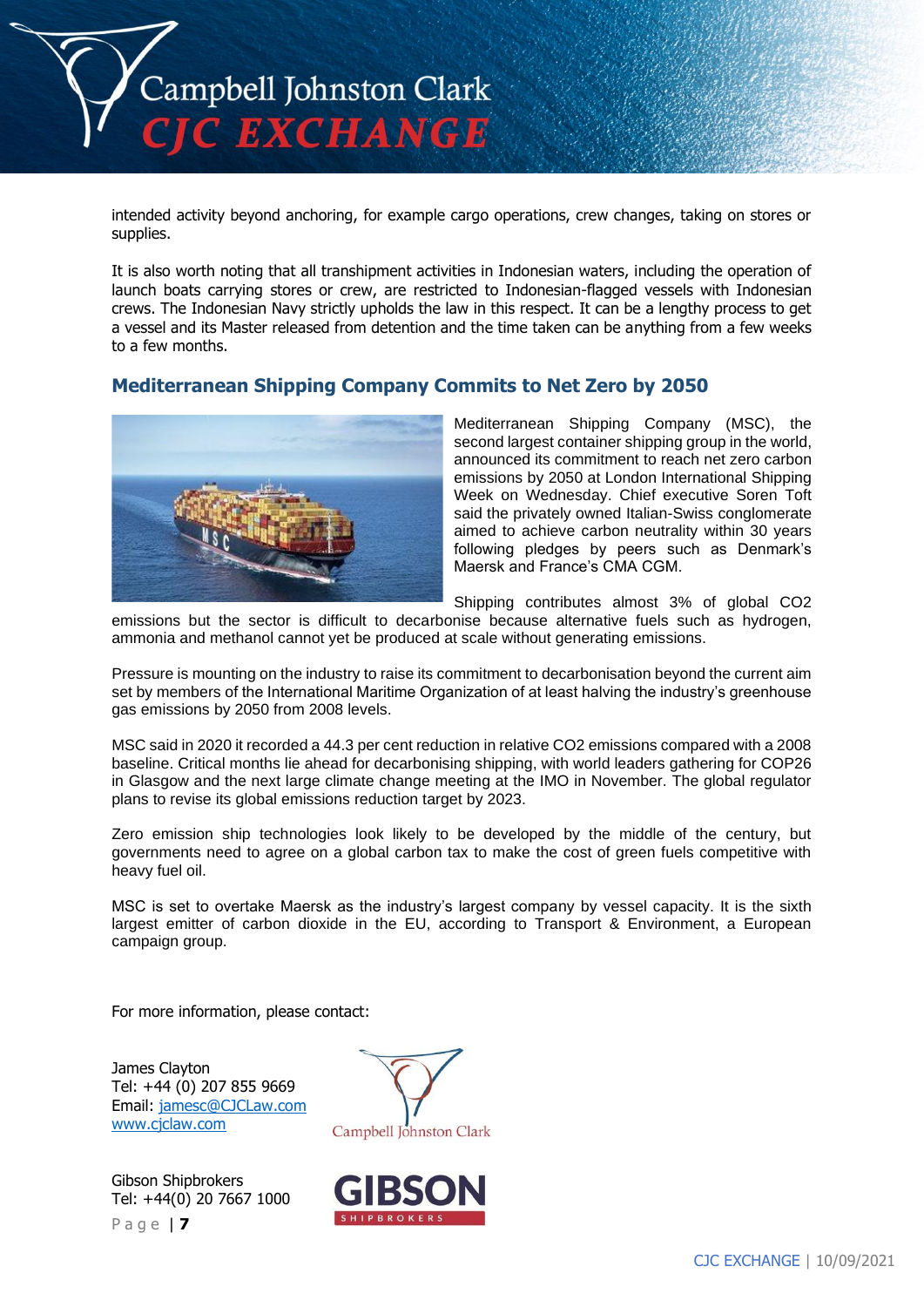intended activity beyond anchoring, for example cargo operations, crew changes, taking on stores or supplies.

It is also worth noting that all transhipment activities in Indonesian waters, including the operation of launch boats carrying stores or crew, are restricted to Indonesian-flagged vessels with Indonesian crews. The Indonesian Navy strictly upholds the law in this respect. It can be a lengthy process to get a vessel and its Master released from detention and the time taken can be anything from a few weeks to a few months.

## Mediterranean Shipping Company Commits to Net Zero by 2050

Mediterranean Shipping Company (MSC), the second largest container shipping group in the world, announced its commitment to reach net zero carbon emissions by 2050 at London International Shipping Week on Wednesday. Chief executive Soren Toft said the privately owned Italian-Swiss conglomerate aimed to achieve carbon neutrality within 30 years following pledges by peers such as Denmark's Maersk and France's CMA CGM.

Shipping contributes almost 3% of global $CO_2$ emissions but the sector is difficult to decarbonise because alternative fuels such as hydrogen, ammonia and methanol cannot yet be produced at scale without generating emissions.

Pressure is mounting on the industry to raise its commitment to decarbonisation beyond the current aim set by members of the International Maritime Organization of at least halving the industry's greenhouse gas emissions by 2050 from 2008 levels.

MSC said in 2020 it recorded a 44.3 per cent reduction in relative $CO_2$ emissions compared with a 2008 baseline. Critical months lie ahead for decarbonising shipping, with world leaders gathering for COP26 in Glasgow and the next large climate change meeting at the IMO in November. The global regulator plans to revise its global emissions reduction target by 2023.

Zero emission ship technologies look likely to be developed by the middle of the century, but governments need to agree on a global carbon tax to make the cost of green fuels competitive with heavy fuel oil.

MSC is set to overtake Maersk as the industry's largest company by vessel capacity. It is the sixth largest emitter of carbon dioxide in the EU, according to Transport & Environment, a European campaign group.

For more information, please contact:

James Clayton
Tel: +44 (0) 207 855 9669
Email: jamesc@CJCLaw.com
www.cjclaw.com

Gibson Shipbrokers
Tel: +44(0) 20 7667 1000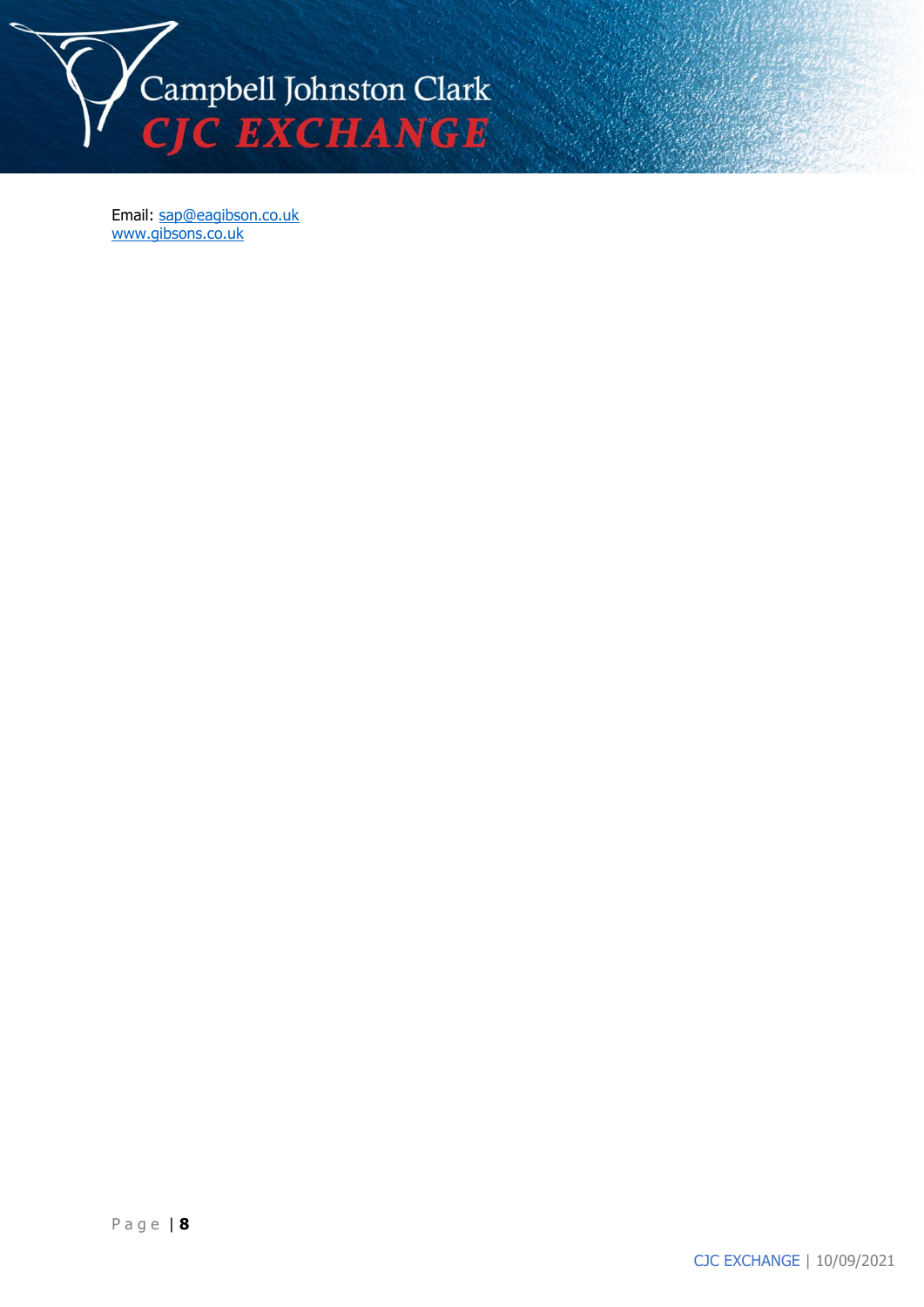Email: sap@eagibson.co.uk
www.gibsons.co.uk